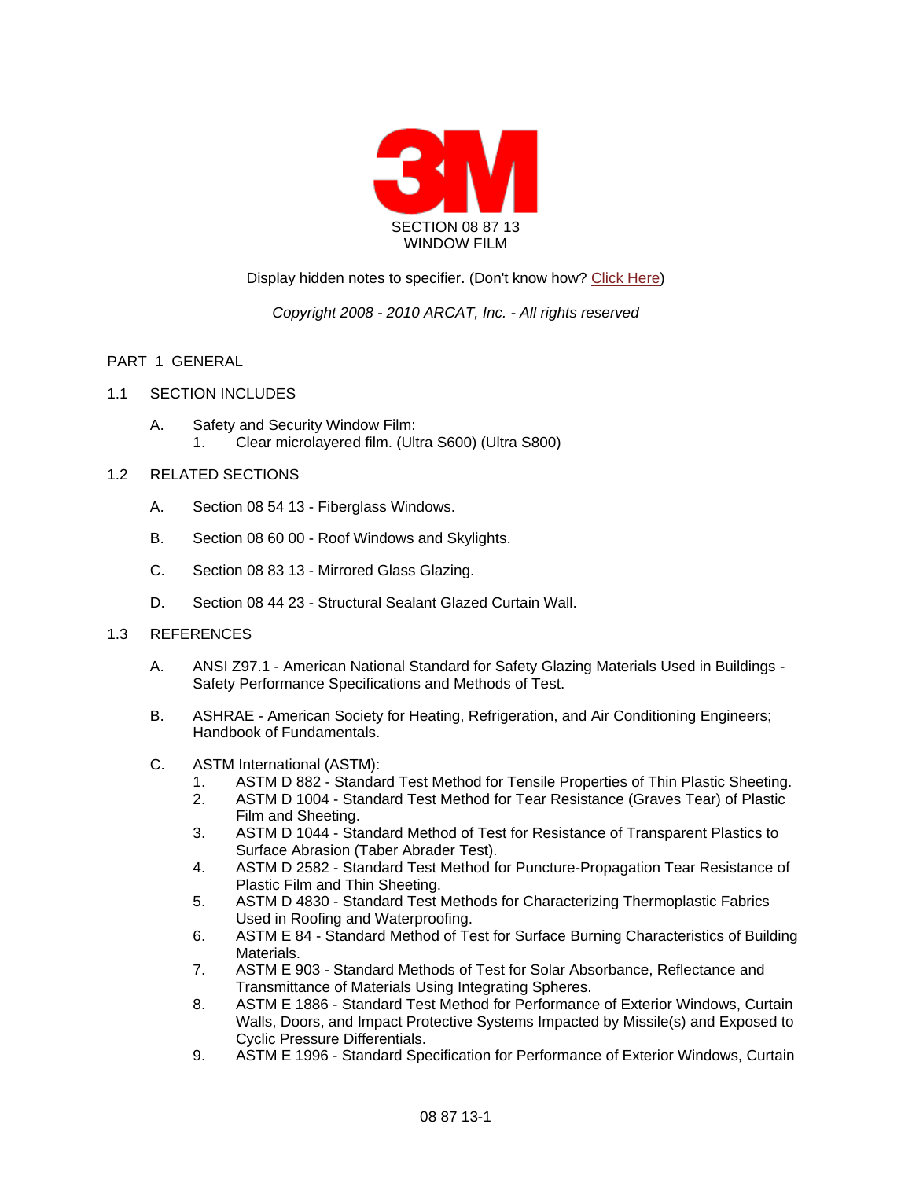# SECTION 08 87 13
# WINDOW FILM

Display hidden notes to specifier. (Don't know how? Click Here)

*Copyright 2008 - 2010 ARCAT, Inc. - All rights reserved*

## PART 1 GENERAL

### 1.1 SECTION INCLUDES

A. Safety and Security Window Film:
   1. Clear microlayered film. (Ultra S600) (Ultra S800)

### 1.2 RELATED SECTIONS

A. Section 08 54 13 - Fiberglass Windows.

B. Section 08 60 00 - Roof Windows and Skylights.

C. Section 08 83 13 - Mirrored Glass Glazing.

D. Section 08 44 23 - Structural Sealant Glazed Curtain Wall.

### 1.3 REFERENCES

A. ANSI Z97.1 - American National Standard for Safety Glazing Materials Used in Buildings - Safety Performance Specifications and Methods of Test.

B. ASHRAE - American Society for Heating, Refrigeration, and Air Conditioning Engineers; Handbook of Fundamentals.

C. ASTM International (ASTM):
   1. ASTM D 882 - Standard Test Method for Tensile Properties of Thin Plastic Sheeting.
   2. ASTM D 1004 - Standard Test Method for Tear Resistance (Graves Tear) of Plastic Film and Sheeting.
   3. ASTM D 1044 - Standard Method of Test for Resistance of Transparent Plastics to Surface Abrasion (Taber Abrader Test).
   4. ASTM D 2582 - Standard Test Method for Puncture-Propagation Tear Resistance of Plastic Film and Thin Sheeting.
   5. ASTM D 4830 - Standard Test Methods for Characterizing Thermoplastic Fabrics Used in Roofing and Waterproofing.
   6. ASTM E 84 - Standard Method of Test for Surface Burning Characteristics of Building Materials.
   7. ASTM E 903 - Standard Methods of Test for Solar Absorbance, Reflectance and Transmittance of Materials Using Integrating Spheres.
   8. ASTM E 1886 - Standard Test Method for Performance of Exterior Windows, Curtain Walls, Doors, and Impact Protective Systems Impacted by Missile(s) and Exposed to Cyclic Pressure Differentials.
   9. ASTM E 1996 - Standard Specification for Performance of Exterior Windows, Curtain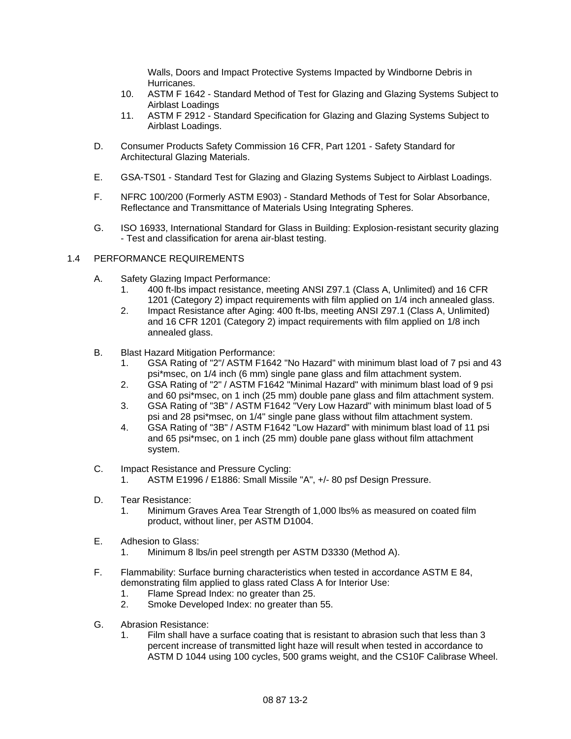Walls, Doors and Impact Protective Systems Impacted by Windborne Debris in Hurricanes.

10. ASTM F 1642 - Standard Method of Test for Glazing and Glazing Systems Subject to Airblast Loadings
11. ASTM F 2912 - Standard Specification for Glazing and Glazing Systems Subject to Airblast Loadings.

D. Consumer Products Safety Commission 16 CFR, Part 1201 - Safety Standard for Architectural Glazing Materials.

E. GSA-TS01 - Standard Test for Glazing and Glazing Systems Subject to Airblast Loadings.

F. NFRC 100/200 (Formerly ASTM E903) - Standard Methods of Test for Solar Absorbance, Reflectance and Transmittance of Materials Using Integrating Spheres.

G. ISO 16933, International Standard for Glass in Building: Explosion-resistant security glazing - Test and classification for arena air-blast testing.

## 1.4 PERFORMANCE REQUIREMENTS

A. Safety Glazing Impact Performance:
   1. 400 ft-lbs impact resistance, meeting ANSI Z97.1 (Class A, Unlimited) and 16 CFR 1201 (Category 2) impact requirements with film applied on 1/4 inch annealed glass.
   2. Impact Resistance after Aging: 400 ft-lbs, meeting ANSI Z97.1 (Class A, Unlimited) and 16 CFR 1201 (Category 2) impact requirements with film applied on 1/8 inch annealed glass.

B. Blast Hazard Mitigation Performance:
   1. GSA Rating of "2"/ ASTM F1642 "No Hazard" with minimum blast load of 7 psi and 43 psi*msec, on 1/4 inch (6 mm) single pane glass and film attachment system.
   2. GSA Rating of "2" / ASTM F1642 "Minimal Hazard" with minimum blast load of 9 psi and 60 psi*msec, on 1 inch (25 mm) double pane glass and film attachment system.
   3. GSA Rating of "3B" / ASTM F1642 "Very Low Hazard" with minimum blast load of 5 psi and 28 psi*msec, on 1/4" single pane glass without film attachment system.
   4. GSA Rating of "3B" / ASTM F1642 "Low Hazard" with minimum blast load of 11 psi and 65 psi*msec, on 1 inch (25 mm) double pane glass without film attachment system.

C. Impact Resistance and Pressure Cycling:
   1. ASTM E1996 / E1886: Small Missile "A", +/- 80 psf Design Pressure.

D. Tear Resistance:
   1. Minimum Graves Area Tear Strength of 1,000 lbs% as measured on coated film product, without liner, per ASTM D1004.

E. Adhesion to Glass:
   1. Minimum 8 lbs/in peel strength per ASTM D3330 (Method A).

F. Flammability: Surface burning characteristics when tested in accordance ASTM E 84, demonstrating film applied to glass rated Class A for Interior Use:
   1. Flame Spread Index: no greater than 25.
   2. Smoke Developed Index: no greater than 55.

G. Abrasion Resistance:
   1. Film shall have a surface coating that is resistant to abrasion such that less than 3 percent increase of transmitted light haze will result when tested in accordance to ASTM D 1044 using 100 cycles, 500 grams weight, and the CS10F Calibrase Wheel.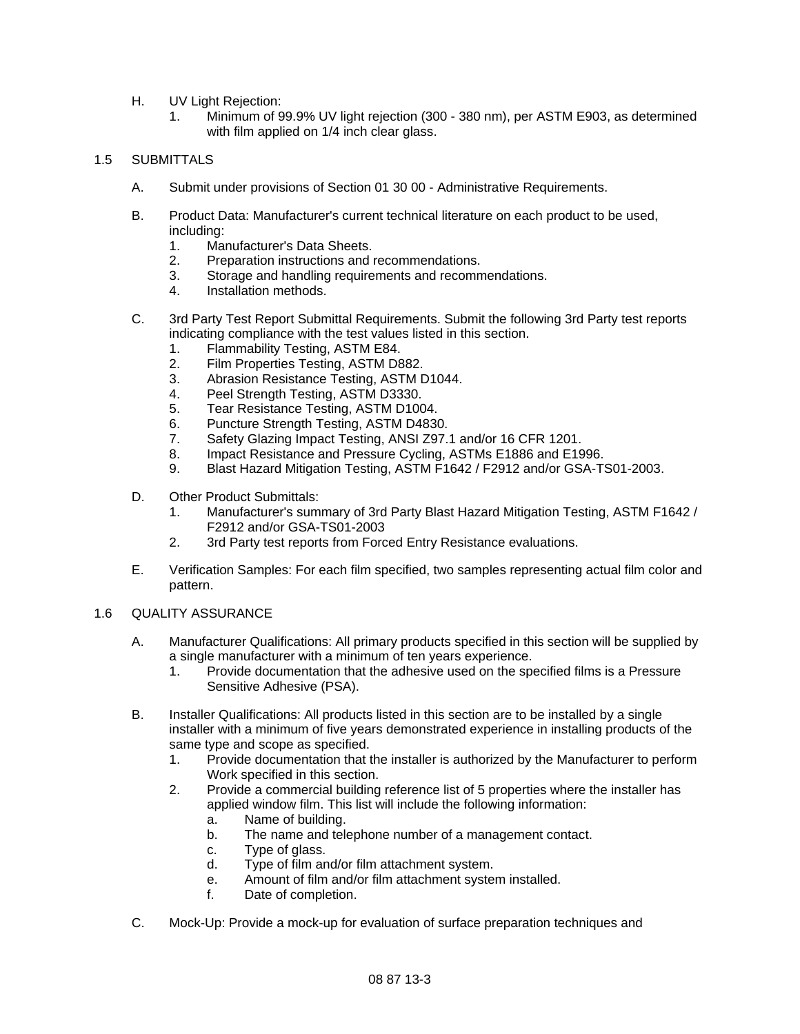H. UV Light Rejection:
   1. Minimum of 99.9% UV light rejection (300 - 380 nm), per ASTM E903, as determined with film applied on 1/4 inch clear glass.

## 1.5 SUBMITTALS

A. Submit under provisions of Section 01 30 00 - Administrative Requirements.

B. Product Data: Manufacturer's current technical literature on each product to be used, including:
   1. Manufacturer's Data Sheets.
   2. Preparation instructions and recommendations.
   3. Storage and handling requirements and recommendations.
   4. Installation methods.

C. 3rd Party Test Report Submittal Requirements. Submit the following 3rd Party test reports indicating compliance with the test values listed in this section.
   1. Flammability Testing, ASTM E84.
   2. Film Properties Testing, ASTM D882.
   3. Abrasion Resistance Testing, ASTM D1044.
   4. Peel Strength Testing, ASTM D3330.
   5. Tear Resistance Testing, ASTM D1004.
   6. Puncture Strength Testing, ASTM D4830.
   7. Safety Glazing Impact Testing, ANSI Z97.1 and/or 16 CFR 1201.
   8. Impact Resistance and Pressure Cycling, ASTMs E1886 and E1996.
   9. Blast Hazard Mitigation Testing, ASTM F1642 / F2912 and/or GSA-TS01-2003.

D. Other Product Submittals:
   1. Manufacturer's summary of 3rd Party Blast Hazard Mitigation Testing, ASTM F1642 / F2912 and/or GSA-TS01-2003
   2. 3rd Party test reports from Forced Entry Resistance evaluations.

E. Verification Samples: For each film specified, two samples representing actual film color and pattern.

## 1.6 QUALITY ASSURANCE

A. Manufacturer Qualifications: All primary products specified in this section will be supplied by a single manufacturer with a minimum of ten years experience.
   1. Provide documentation that the adhesive used on the specified films is a Pressure Sensitive Adhesive (PSA).

B. Installer Qualifications: All products listed in this section are to be installed by a single installer with a minimum of five years demonstrated experience in installing products of the same type and scope as specified.
   1. Provide documentation that the installer is authorized by the Manufacturer to perform Work specified in this section.
   2. Provide a commercial building reference list of 5 properties where the installer has applied window film. This list will include the following information:
      a. Name of building.
      b. The name and telephone number of a management contact.
      c. Type of glass.
      d. Type of film and/or film attachment system.
      e. Amount of film and/or film attachment system installed.
      f. Date of completion.

C. Mock-Up: Provide a mock-up for evaluation of surface preparation techniques and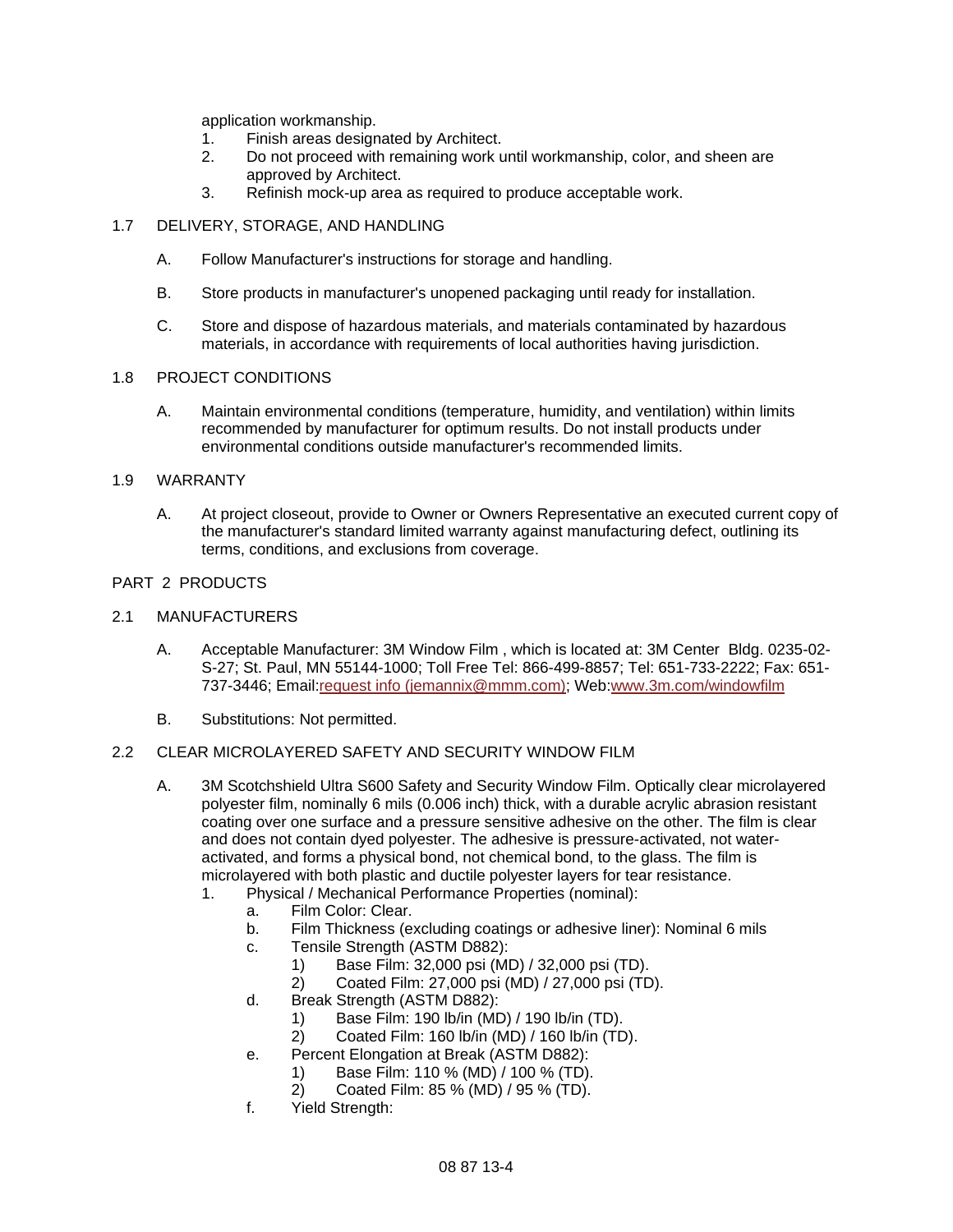application workmanship.

1. Finish areas designated by Architect.
2. Do not proceed with remaining work until workmanship, color, and sheen are approved by Architect.
3. Refinish mock-up area as required to produce acceptable work.

## 1.7 DELIVERY, STORAGE, AND HANDLING

A. Follow Manufacturer's instructions for storage and handling.

B. Store products in manufacturer's unopened packaging until ready for installation.

C. Store and dispose of hazardous materials, and materials contaminated by hazardous materials, in accordance with requirements of local authorities having jurisdiction.

## 1.8 PROJECT CONDITIONS

A. Maintain environmental conditions (temperature, humidity, and ventilation) within limits recommended by manufacturer for optimum results. Do not install products under environmental conditions outside manufacturer's recommended limits.

## 1.9 WARRANTY

A. At project closeout, provide to Owner or Owners Representative an executed current copy of the manufacturer's standard limited warranty against manufacturing defect, outlining its terms, conditions, and exclusions from coverage.

# PART 2 PRODUCTS

## 2.1 MANUFACTURERS

A. Acceptable Manufacturer: 3M Window Film , which is located at: 3M Center Bldg. 0235-02-S-27; St. Paul, MN 55144-1000; Toll Free Tel: 866-499-8857; Tel: 651-733-2222; Fax: 651-737-3446; Email:[request info (jemannix@mmm.com)](mailto:jemannix@mmm.com); Web:[www.3m.com/windowfilm](http://www.3m.com/windowfilm)

B. Substitutions: Not permitted.

## 2.2 CLEAR MICROLAYERED SAFETY AND SECURITY WINDOW FILM

A. 3M Scotchshield Ultra S600 Safety and Security Window Film. Optically clear microlayered polyester film, nominally 6 mils (0.006 inch) thick, with a durable acrylic abrasion resistant coating over one surface and a pressure sensitive adhesive on the other. The film is clear and does not contain dyed polyester. The adhesive is pressure-activated, not water-activated, and forms a physical bond, not chemical bond, to the glass. The film is microlayered with both plastic and ductile polyester layers for tear resistance.

1. Physical / Mechanical Performance Properties (nominal):
   a. Film Color: Clear.
   b. Film Thickness (excluding coatings or adhesive liner): Nominal 6 mils
   c. Tensile Strength (ASTM D882):
      1) Base Film: 32,000 psi (MD) / 32,000 psi (TD).
      2) Coated Film: 27,000 psi (MD) / 27,000 psi (TD).
   d. Break Strength (ASTM D882):
      1) Base Film: 190 lb/in (MD) / 190 lb/in (TD).
      2) Coated Film: 160 lb/in (MD) / 160 lb/in (TD).
   e. Percent Elongation at Break (ASTM D882):
      1) Base Film: 110 % (MD) / 100 % (TD).
      2) Coated Film: 85 % (MD) / 95 % (TD).
   f. Yield Strength: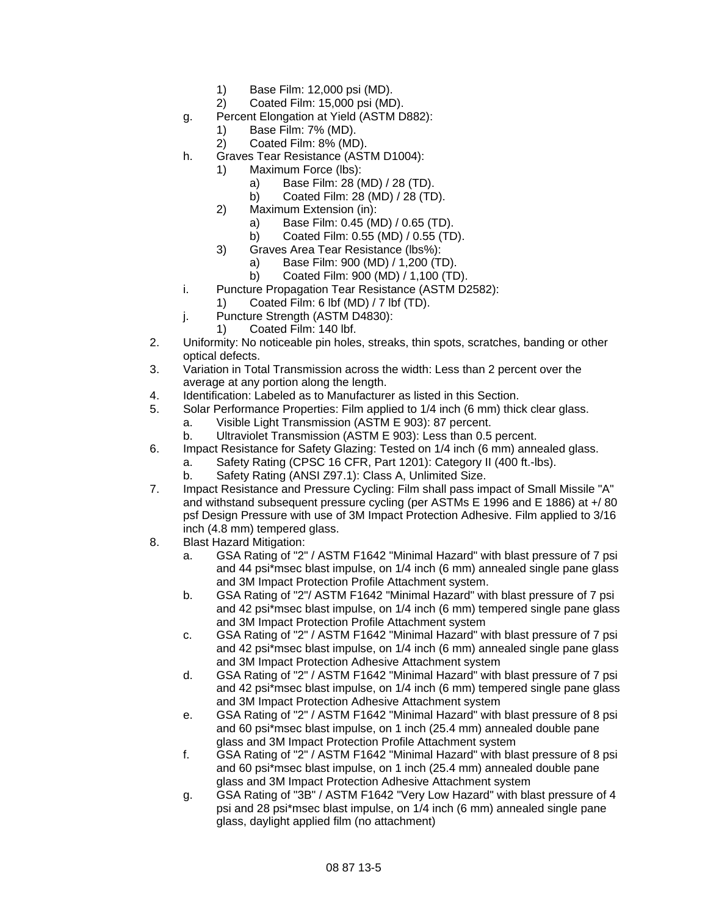1) Base Film: 12,000 psi (MD).
2) Coated Film: 15,000 psi (MD).

g. Percent Elongation at Yield (ASTM D882):
   1) Base Film: 7% (MD).
   2) Coated Film: 8% (MD).

h. Graves Tear Resistance (ASTM D1004):
   1) Maximum Force (lbs):
      a) Base Film: 28 (MD) / 28 (TD).
      b) Coated Film: 28 (MD) / 28 (TD).
   2) Maximum Extension (in):
      a) Base Film: 0.45 (MD) / 0.65 (TD).
      b) Coated Film: 0.55 (MD) / 0.55 (TD).
   3) Graves Area Tear Resistance (lbs%):
      a) Base Film: 900 (MD) / 1,200 (TD).
      b) Coated Film: 900 (MD) / 1,100 (TD).

i. Puncture Propagation Tear Resistance (ASTM D2582):
   1) Coated Film: 6 lbf (MD) / 7 lbf (TD).

j. Puncture Strength (ASTM D4830):
   1) Coated Film: 140 lbf.

2. Uniformity: No noticeable pin holes, streaks, thin spots, scratches, banding or other optical defects.
3. Variation in Total Transmission across the width: Less than 2 percent over the average at any portion along the length.
4. Identification: Labeled as to Manufacturer as listed in this Section.
5. Solar Performance Properties: Film applied to 1/4 inch (6 mm) thick clear glass.
   a. Visible Light Transmission (ASTM E 903): 87 percent.
   b. Ultraviolet Transmission (ASTM E 903): Less than 0.5 percent.
6. Impact Resistance for Safety Glazing: Tested on 1/4 inch (6 mm) annealed glass.
   a. Safety Rating (CPSC 16 CFR, Part 1201): Category II (400 ft.-lbs).
   b. Safety Rating (ANSI Z97.1): Class A, Unlimited Size.
7. Impact Resistance and Pressure Cycling: Film shall pass impact of Small Missile "A" and withstand subsequent pressure cycling (per ASTMs E 1996 and E 1886) at +/ 80 psf Design Pressure with use of 3M Impact Protection Adhesive. Film applied to 3/16 inch (4.8 mm) tempered glass.
8. Blast Hazard Mitigation:
   a. GSA Rating of "2" / ASTM F1642 "Minimal Hazard" with blast pressure of 7 psi and 44 psi*msec blast impulse, on 1/4 inch (6 mm) annealed single pane glass and 3M Impact Protection Profile Attachment system.
   b. GSA Rating of "2"/ ASTM F1642 "Minimal Hazard" with blast pressure of 7 psi and 42 psi*msec blast impulse, on 1/4 inch (6 mm) tempered single pane glass and 3M Impact Protection Profile Attachment system
   c. GSA Rating of "2" / ASTM F1642 "Minimal Hazard" with blast pressure of 7 psi and 42 psi*msec blast impulse, on 1/4 inch (6 mm) annealed single pane glass and 3M Impact Protection Adhesive Attachment system
   d. GSA Rating of "2" / ASTM F1642 "Minimal Hazard" with blast pressure of 7 psi and 42 psi*msec blast impulse, on 1/4 inch (6 mm) tempered single pane glass and 3M Impact Protection Adhesive Attachment system
   e. GSA Rating of "2" / ASTM F1642 "Minimal Hazard" with blast pressure of 8 psi and 60 psi*msec blast impulse, on 1 inch (25.4 mm) annealed double pane glass and 3M Impact Protection Profile Attachment system
   f. GSA Rating of "2" / ASTM F1642 "Minimal Hazard" with blast pressure of 8 psi and 60 psi*msec blast impulse, on 1 inch (25.4 mm) annealed double pane glass and 3M Impact Protection Adhesive Attachment system
   g. GSA Rating of "3B" / ASTM F1642 "Very Low Hazard" with blast pressure of 4 psi and 28 psi*msec blast impulse, on 1/4 inch (6 mm) annealed single pane glass, daylight applied film (no attachment)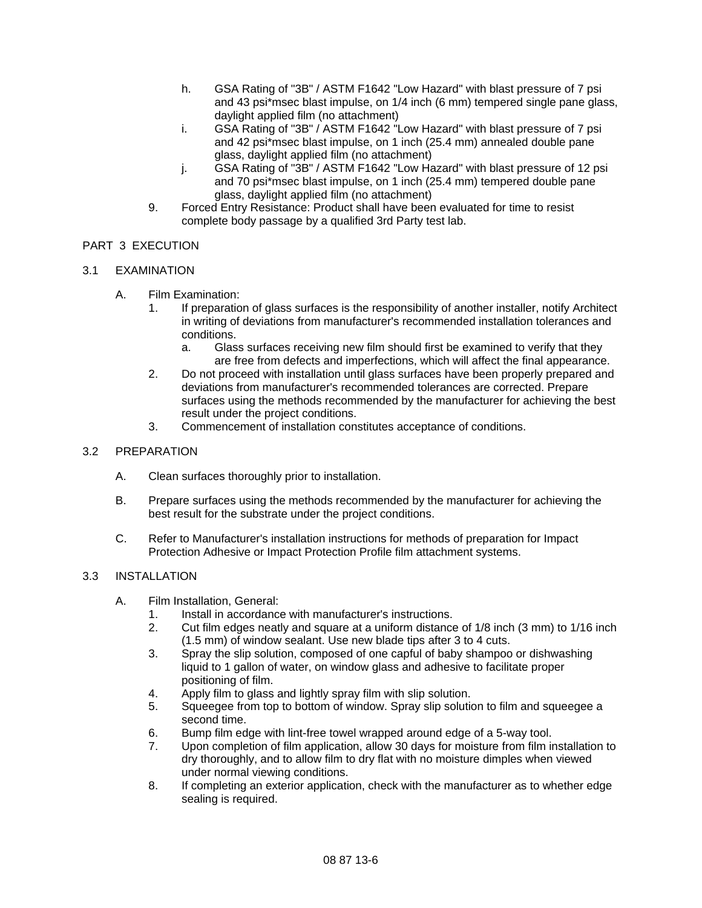h. GSA Rating of "3B" / ASTM F1642 "Low Hazard" with blast pressure of 7 psi and 43 psi*msec blast impulse, on 1/4 inch (6 mm) tempered single pane glass, daylight applied film (no attachment)

i. GSA Rating of "3B" / ASTM F1642 "Low Hazard" with blast pressure of 7 psi and 42 psi*msec blast impulse, on 1 inch (25.4 mm) annealed double pane glass, daylight applied film (no attachment)

j. GSA Rating of "3B" / ASTM F1642 "Low Hazard" with blast pressure of 12 psi and 70 psi*msec blast impulse, on 1 inch (25.4 mm) tempered double pane glass, daylight applied film (no attachment)

9. Forced Entry Resistance: Product shall have been evaluated for time to resist complete body passage by a qualified 3rd Party test lab.

## PART 3 EXECUTION

### 3.1 EXAMINATION

A. Film Examination:

1. If preparation of glass surfaces is the responsibility of another installer, notify Architect in writing of deviations from manufacturer's recommended installation tolerances and conditions.
   a. Glass surfaces receiving new film should first be examined to verify that they are free from defects and imperfections, which will affect the final appearance.
2. Do not proceed with installation until glass surfaces have been properly prepared and deviations from manufacturer's recommended tolerances are corrected. Prepare surfaces using the methods recommended by the manufacturer for achieving the best result under the project conditions.
3. Commencement of installation constitutes acceptance of conditions.

### 3.2 PREPARATION

A. Clean surfaces thoroughly prior to installation.

B. Prepare surfaces using the methods recommended by the manufacturer for achieving the best result for the substrate under the project conditions.

C. Refer to Manufacturer's installation instructions for methods of preparation for Impact Protection Adhesive or Impact Protection Profile film attachment systems.

### 3.3 INSTALLATION

A. Film Installation, General:

1. Install in accordance with manufacturer's instructions.
2. Cut film edges neatly and square at a uniform distance of 1/8 inch (3 mm) to 1/16 inch (1.5 mm) of window sealant. Use new blade tips after 3 to 4 cuts.
3. Spray the slip solution, composed of one capful of baby shampoo or dishwashing liquid to 1 gallon of water, on window glass and adhesive to facilitate proper positioning of film.
4. Apply film to glass and lightly spray film with slip solution.
5. Squeegee from top to bottom of window. Spray slip solution to film and squeegee a second time.
6. Bump film edge with lint-free towel wrapped around edge of a 5-way tool.
7. Upon completion of film application, allow 30 days for moisture from film installation to dry thoroughly, and to allow film to dry flat with no moisture dimples when viewed under normal viewing conditions.
8. If completing an exterior application, check with the manufacturer as to whether edge sealing is required.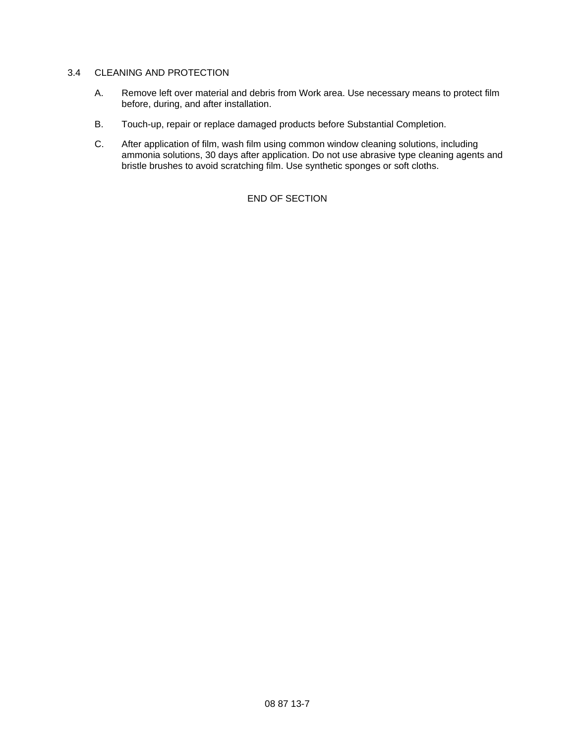## 3.4 CLEANING AND PROTECTION

A. Remove left over material and debris from Work area. Use necessary means to protect film before, during, and after installation.

B. Touch-up, repair or replace damaged products before Substantial Completion.

C. After application of film, wash film using common window cleaning solutions, including ammonia solutions, 30 days after application. Do not use abrasive type cleaning agents and bristle brushes to avoid scratching film. Use synthetic sponges or soft cloths.

END OF SECTION